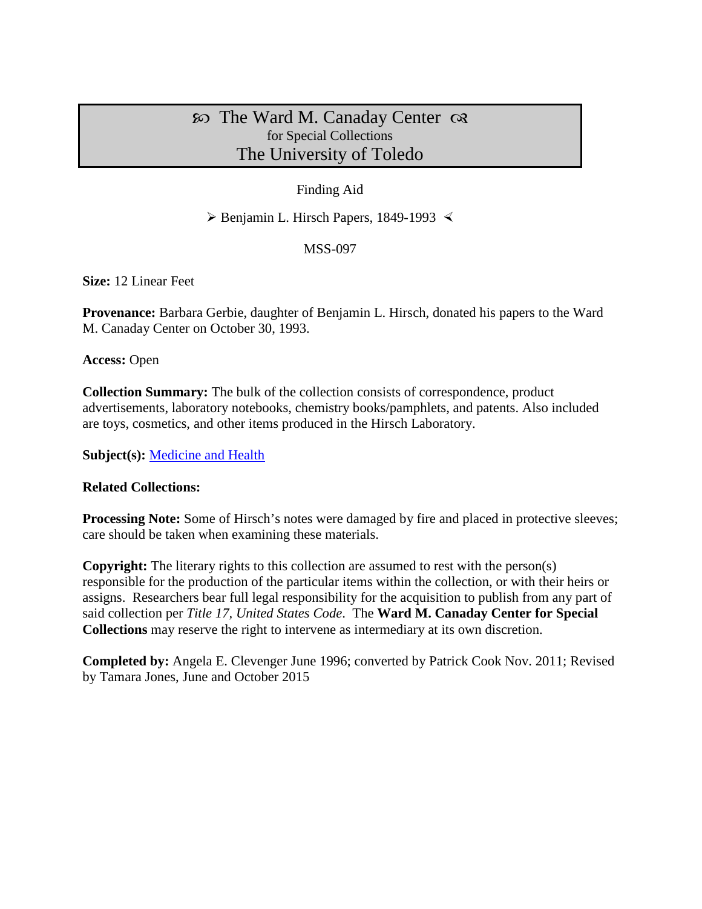# ꕥ The Ward M. Canaday Center ꕥ
for Special Collections
## The University of Toledo

Finding Aid

➢ Benjamin L. Hirsch Papers, 1849-1993 ∢

MSS-097

**Size:** 12 Linear Feet

**Provenance:** Barbara Gerbie, daughter of Benjamin L. Hirsch, donated his papers to the Ward M. Canaday Center on October 30, 1993.

**Access:** Open

**Collection Summary:** The bulk of the collection consists of correspondence, product advertisements, laboratory notebooks, chemistry books/pamphlets, and patents. Also included are toys, cosmetics, and other items produced in the Hirsch Laboratory.

**Subject(s):** Medicine and Health

**Related Collections:**

**Processing Note:** Some of Hirsch's notes were damaged by fire and placed in protective sleeves; care should be taken when examining these materials.

**Copyright:** The literary rights to this collection are assumed to rest with the person(s) responsible for the production of the particular items within the collection, or with their heirs or assigns. Researchers bear full legal responsibility for the acquisition to publish from any part of said collection per *Title 17, United States Code*. The **Ward M. Canaday Center for Special Collections** may reserve the right to intervene as intermediary at its own discretion.

**Completed by:** Angela E. Clevenger June 1996; converted by Patrick Cook Nov. 2011; Revised by Tamara Jones, June and October 2015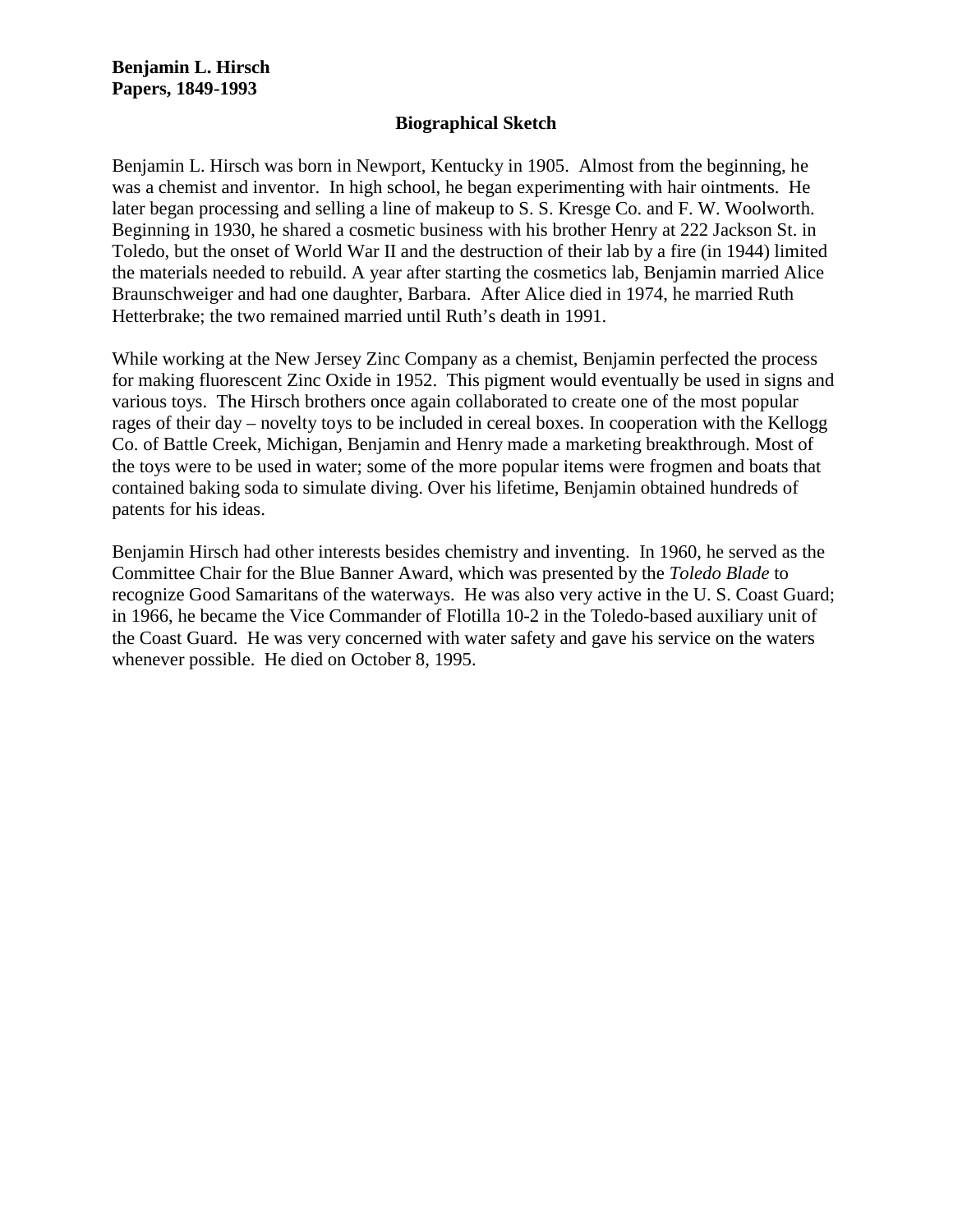**Benjamin L. Hirsch**
**Papers, 1849-1993**

## Biographical Sketch

Benjamin L. Hirsch was born in Newport, Kentucky in 1905. Almost from the beginning, he was a chemist and inventor. In high school, he began experimenting with hair ointments. He later began processing and selling a line of makeup to S. S. Kresge Co. and F. W. Woolworth. Beginning in 1930, he shared a cosmetic business with his brother Henry at 222 Jackson St. in Toledo, but the onset of World War II and the destruction of their lab by a fire (in 1944) limited the materials needed to rebuild. A year after starting the cosmetics lab, Benjamin married Alice Braunschweiger and had one daughter, Barbara. After Alice died in 1974, he married Ruth Hetterbrake; the two remained married until Ruth's death in 1991.

While working at the New Jersey Zinc Company as a chemist, Benjamin perfected the process for making fluorescent Zinc Oxide in 1952. This pigment would eventually be used in signs and various toys. The Hirsch brothers once again collaborated to create one of the most popular rages of their day – novelty toys to be included in cereal boxes. In cooperation with the Kellogg Co. of Battle Creek, Michigan, Benjamin and Henry made a marketing breakthrough. Most of the toys were to be used in water; some of the more popular items were frogmen and boats that contained baking soda to simulate diving. Over his lifetime, Benjamin obtained hundreds of patents for his ideas.

Benjamin Hirsch had other interests besides chemistry and inventing. In 1960, he served as the Committee Chair for the Blue Banner Award, which was presented by the *Toledo Blade* to recognize Good Samaritans of the waterways. He was also very active in the U. S. Coast Guard; in 1966, he became the Vice Commander of Flotilla 10-2 in the Toledo-based auxiliary unit of the Coast Guard. He was very concerned with water safety and gave his service on the waters whenever possible. He died on October 8, 1995.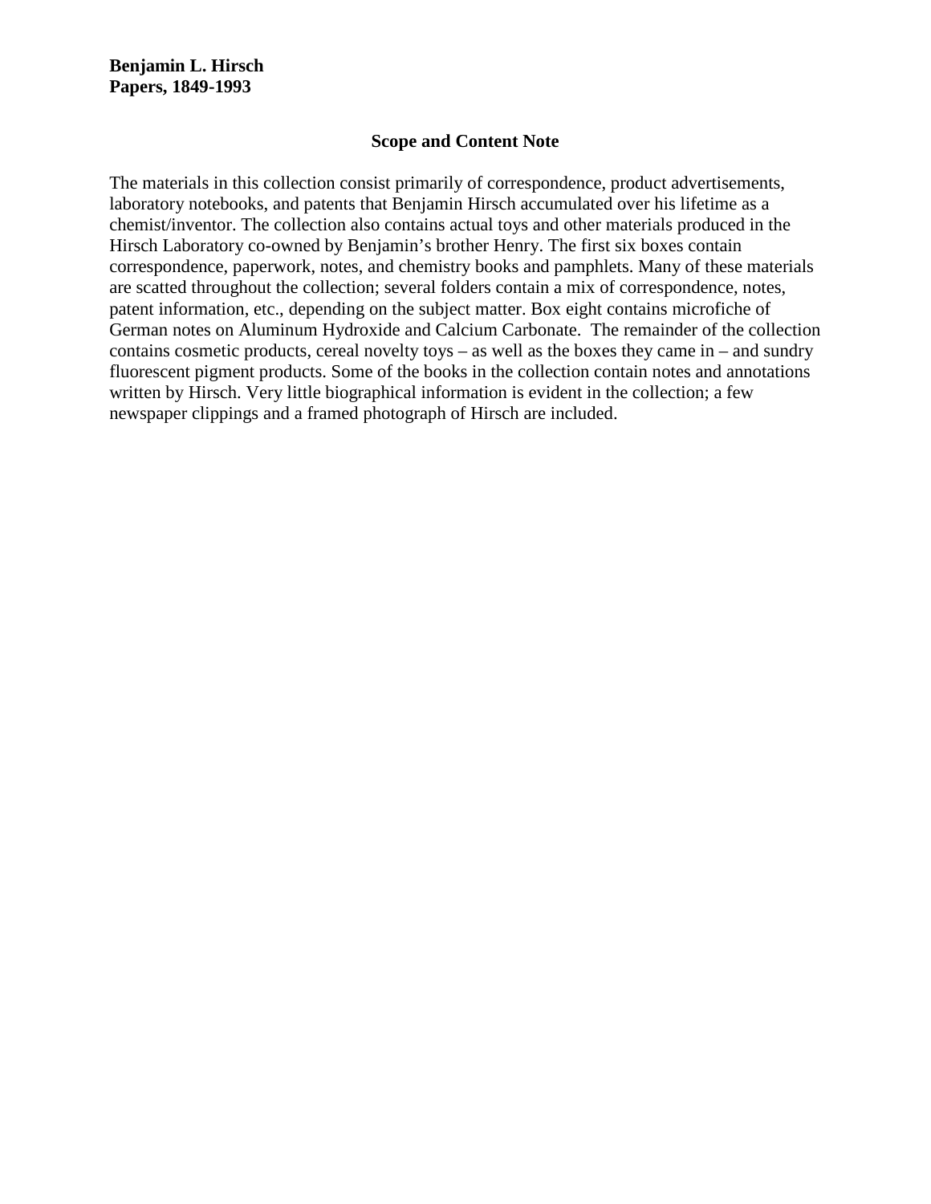**Benjamin L. Hirsch**
**Papers, 1849-1993**

## Scope and Content Note

The materials in this collection consist primarily of correspondence, product advertisements, laboratory notebooks, and patents that Benjamin Hirsch accumulated over his lifetime as a chemist/inventor. The collection also contains actual toys and other materials produced in the Hirsch Laboratory co-owned by Benjamin's brother Henry. The first six boxes contain correspondence, paperwork, notes, and chemistry books and pamphlets. Many of these materials are scatted throughout the collection; several folders contain a mix of correspondence, notes, patent information, etc., depending on the subject matter. Box eight contains microfiche of German notes on Aluminum Hydroxide and Calcium Carbonate. The remainder of the collection contains cosmetic products, cereal novelty toys – as well as the boxes they came in – and sundry fluorescent pigment products. Some of the books in the collection contain notes and annotations written by Hirsch. Very little biographical information is evident in the collection; a few newspaper clippings and a framed photograph of Hirsch are included.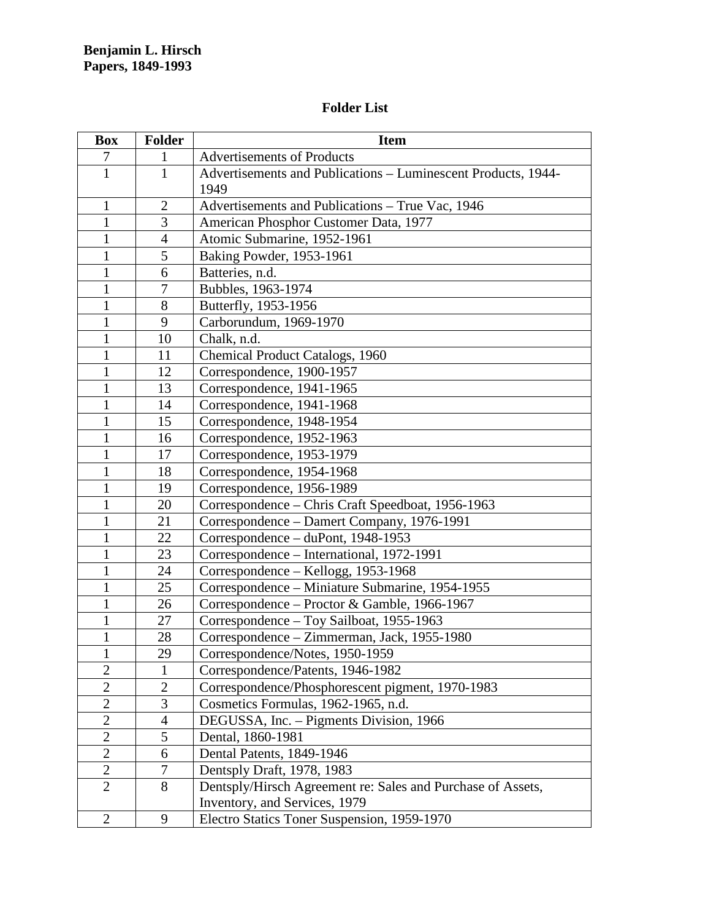**Benjamin L. Hirsch**
**Papers, 1849-1993**

## Folder List

| Box | Folder | Item |
|---|---|---|
| 7 | 1 | Advertisements of Products |
| 1 | 1 | Advertisements and Publications – Luminescent Products, 1944-1949 |
| 1 | 2 | Advertisements and Publications – True Vac, 1946 |
| 1 | 3 | American Phosphor Customer Data, 1977 |
| 1 | 4 | Atomic Submarine, 1952-1961 |
| 1 | 5 | Baking Powder, 1953-1961 |
| 1 | 6 | Batteries, n.d. |
| 1 | 7 | Bubbles, 1963-1974 |
| 1 | 8 | Butterfly, 1953-1956 |
| 1 | 9 | Carborundum, 1969-1970 |
| 1 | 10 | Chalk, n.d. |
| 1 | 11 | Chemical Product Catalogs, 1960 |
| 1 | 12 | Correspondence, 1900-1957 |
| 1 | 13 | Correspondence, 1941-1965 |
| 1 | 14 | Correspondence, 1941-1968 |
| 1 | 15 | Correspondence, 1948-1954 |
| 1 | 16 | Correspondence, 1952-1963 |
| 1 | 17 | Correspondence, 1953-1979 |
| 1 | 18 | Correspondence, 1954-1968 |
| 1 | 19 | Correspondence, 1956-1989 |
| 1 | 20 | Correspondence – Chris Craft Speedboat, 1956-1963 |
| 1 | 21 | Correspondence – Damert Company, 1976-1991 |
| 1 | 22 | Correspondence – duPont, 1948-1953 |
| 1 | 23 | Correspondence – International, 1972-1991 |
| 1 | 24 | Correspondence – Kellogg, 1953-1968 |
| 1 | 25 | Correspondence – Miniature Submarine, 1954-1955 |
| 1 | 26 | Correspondence – Proctor & Gamble, 1966-1967 |
| 1 | 27 | Correspondence – Toy Sailboat, 1955-1963 |
| 1 | 28 | Correspondence – Zimmerman, Jack, 1955-1980 |
| 1 | 29 | Correspondence/Notes, 1950-1959 |
| 2 | 1 | Correspondence/Patents, 1946-1982 |
| 2 | 2 | Correspondence/Phosphorescent pigment, 1970-1983 |
| 2 | 3 | Cosmetics Formulas, 1962-1965, n.d. |
| 2 | 4 | DEGUSSA, Inc. – Pigments Division, 1966 |
| 2 | 5 | Dental, 1860-1981 |
| 2 | 6 | Dental Patents, 1849-1946 |
| 2 | 7 | Dentsply Draft, 1978, 1983 |
| 2 | 8 | Dentsply/Hirsch Agreement re: Sales and Purchase of Assets, Inventory, and Services, 1979 |
| 2 | 9 | Electro Statics Toner Suspension, 1959-1970 |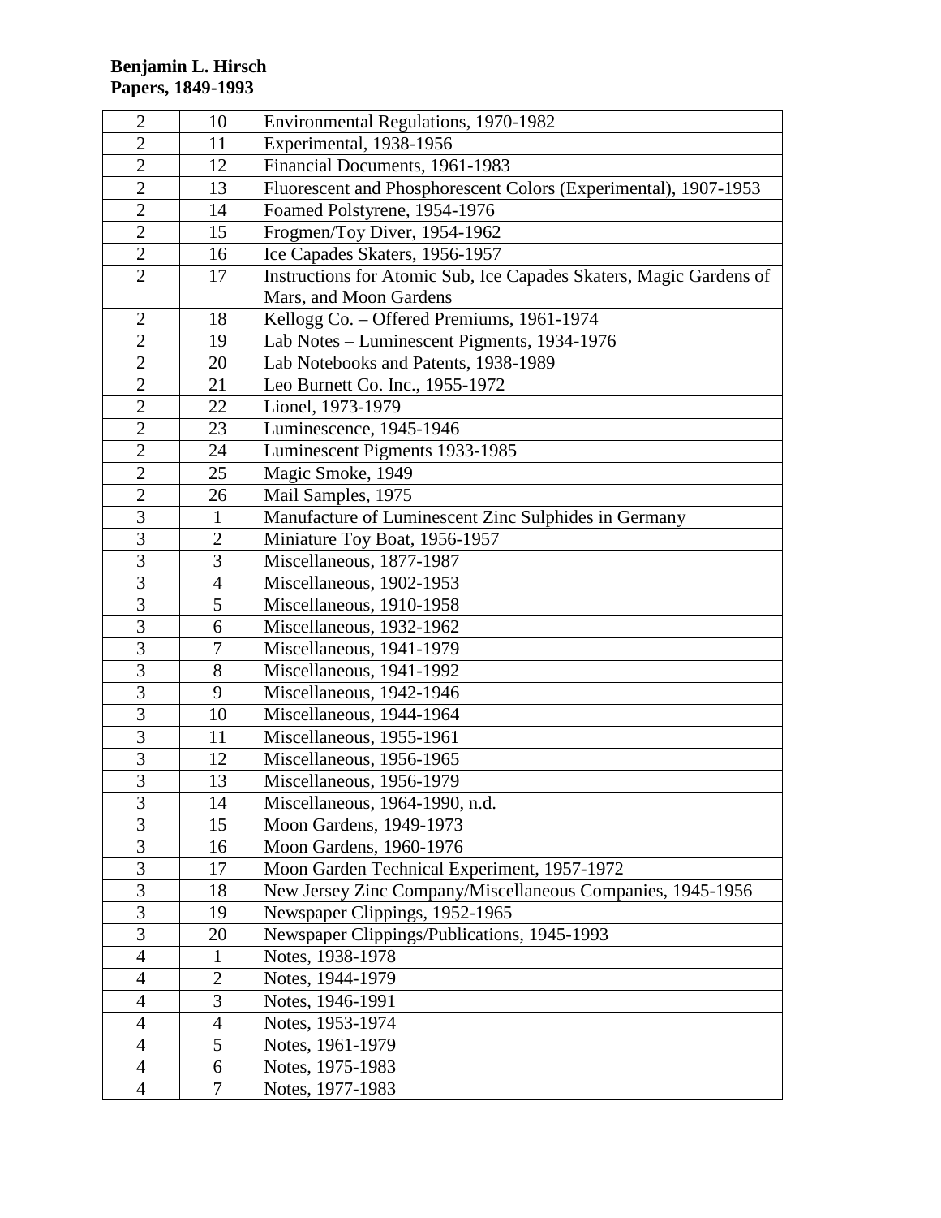**Benjamin L. Hirsch**
**Papers, 1849-1993**

| | | |
|---|---|---|
| 2 | 10 | Environmental Regulations, 1970-1982 |
| 2 | 11 | Experimental, 1938-1956 |
| 2 | 12 | Financial Documents, 1961-1983 |
| 2 | 13 | Fluorescent and Phosphorescent Colors (Experimental), 1907-1953 |
| 2 | 14 | Foamed Polstyrene, 1954-1976 |
| 2 | 15 | Frogmen/Toy Diver, 1954-1962 |
| 2 | 16 | Ice Capades Skaters, 1956-1957 |
| 2 | 17 | Instructions for Atomic Sub, Ice Capades Skaters, Magic Gardens of Mars, and Moon Gardens |
| 2 | 18 | Kellogg Co. – Offered Premiums, 1961-1974 |
| 2 | 19 | Lab Notes – Luminescent Pigments, 1934-1976 |
| 2 | 20 | Lab Notebooks and Patents, 1938-1989 |
| 2 | 21 | Leo Burnett Co. Inc., 1955-1972 |
| 2 | 22 | Lionel, 1973-1979 |
| 2 | 23 | Luminescence, 1945-1946 |
| 2 | 24 | Luminescent Pigments 1933-1985 |
| 2 | 25 | Magic Smoke, 1949 |
| 2 | 26 | Mail Samples, 1975 |
| 3 | 1 | Manufacture of Luminescent Zinc Sulphides in Germany |
| 3 | 2 | Miniature Toy Boat, 1956-1957 |
| 3 | 3 | Miscellaneous, 1877-1987 |
| 3 | 4 | Miscellaneous, 1902-1953 |
| 3 | 5 | Miscellaneous, 1910-1958 |
| 3 | 6 | Miscellaneous, 1932-1962 |
| 3 | 7 | Miscellaneous, 1941-1979 |
| 3 | 8 | Miscellaneous, 1941-1992 |
| 3 | 9 | Miscellaneous, 1942-1946 |
| 3 | 10 | Miscellaneous, 1944-1964 |
| 3 | 11 | Miscellaneous, 1955-1961 |
| 3 | 12 | Miscellaneous, 1956-1965 |
| 3 | 13 | Miscellaneous, 1956-1979 |
| 3 | 14 | Miscellaneous, 1964-1990, n.d. |
| 3 | 15 | Moon Gardens, 1949-1973 |
| 3 | 16 | Moon Gardens, 1960-1976 |
| 3 | 17 | Moon Garden Technical Experiment, 1957-1972 |
| 3 | 18 | New Jersey Zinc Company/Miscellaneous Companies, 1945-1956 |
| 3 | 19 | Newspaper Clippings, 1952-1965 |
| 3 | 20 | Newspaper Clippings/Publications, 1945-1993 |
| 4 | 1 | Notes, 1938-1978 |
| 4 | 2 | Notes, 1944-1979 |
| 4 | 3 | Notes, 1946-1991 |
| 4 | 4 | Notes, 1953-1974 |
| 4 | 5 | Notes, 1961-1979 |
| 4 | 6 | Notes, 1975-1983 |
| 4 | 7 | Notes, 1977-1983 |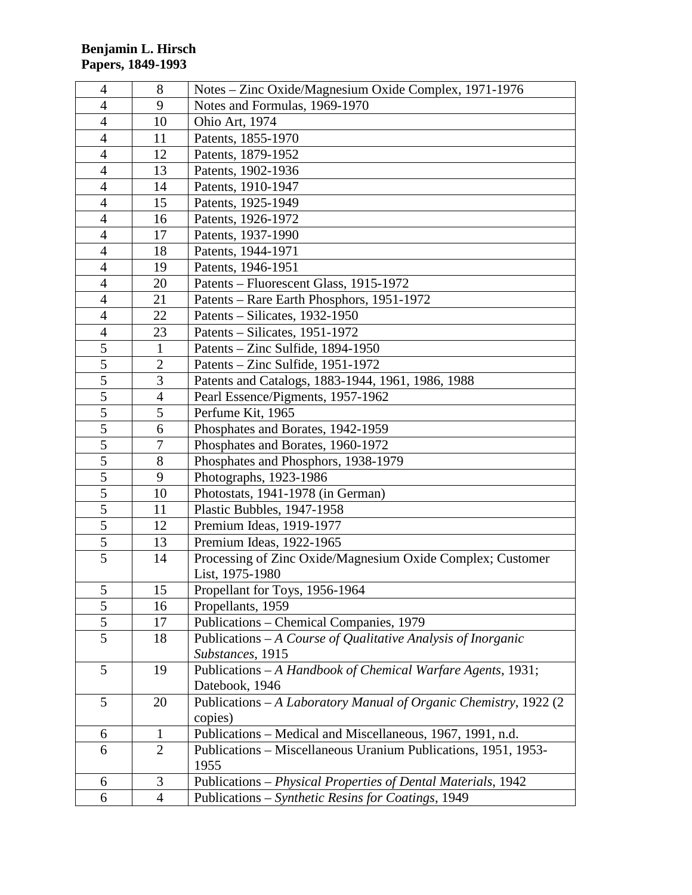**Benjamin L. Hirsch**
**Papers, 1849-1993**

| | | |
|---|---|---|
| 4 | 8 | Notes – Zinc Oxide/Magnesium Oxide Complex, 1971-1976 |
| 4 | 9 | Notes and Formulas, 1969-1970 |
| 4 | 10 | Ohio Art, 1974 |
| 4 | 11 | Patents, 1855-1970 |
| 4 | 12 | Patents, 1879-1952 |
| 4 | 13 | Patents, 1902-1936 |
| 4 | 14 | Patents, 1910-1947 |
| 4 | 15 | Patents, 1925-1949 |
| 4 | 16 | Patents, 1926-1972 |
| 4 | 17 | Patents, 1937-1990 |
| 4 | 18 | Patents, 1944-1971 |
| 4 | 19 | Patents, 1946-1951 |
| 4 | 20 | Patents – Fluorescent Glass, 1915-1972 |
| 4 | 21 | Patents – Rare Earth Phosphors, 1951-1972 |
| 4 | 22 | Patents – Silicates, 1932-1950 |
| 4 | 23 | Patents – Silicates, 1951-1972 |
| 5 | 1 | Patents – Zinc Sulfide, 1894-1950 |
| 5 | 2 | Patents – Zinc Sulfide, 1951-1972 |
| 5 | 3 | Patents and Catalogs, 1883-1944, 1961, 1986, 1988 |
| 5 | 4 | Pearl Essence/Pigments, 1957-1962 |
| 5 | 5 | Perfume Kit, 1965 |
| 5 | 6 | Phosphates and Borates, 1942-1959 |
| 5 | 7 | Phosphates and Borates, 1960-1972 |
| 5 | 8 | Phosphates and Phosphors, 1938-1979 |
| 5 | 9 | Photographs, 1923-1986 |
| 5 | 10 | Photostats, 1941-1978 (in German) |
| 5 | 11 | Plastic Bubbles, 1947-1958 |
| 5 | 12 | Premium Ideas, 1919-1977 |
| 5 | 13 | Premium Ideas, 1922-1965 |
| 5 | 14 | Processing of Zinc Oxide/Magnesium Oxide Complex; Customer List, 1975-1980 |
| 5 | 15 | Propellant for Toys, 1956-1964 |
| 5 | 16 | Propellants, 1959 |
| 5 | 17 | Publications – Chemical Companies, 1979 |
| 5 | 18 | Publications – *A Course of Qualitative Analysis of Inorganic Substances*, 1915 |
| 5 | 19 | Publications – *A Handbook of Chemical Warfare Agents*, 1931; Datebook, 1946 |
| 5 | 20 | Publications – *A Laboratory Manual of Organic Chemistry*, 1922 (2 copies) |
| 6 | 1 | Publications – Medical and Miscellaneous, 1967, 1991, n.d. |
| 6 | 2 | Publications – Miscellaneous Uranium Publications, 1951, 1953-1955 |
| 6 | 3 | Publications – *Physical Properties of Dental Materials*, 1942 |
| 6 | 4 | Publications – *Synthetic Resins for Coatings*, 1949 |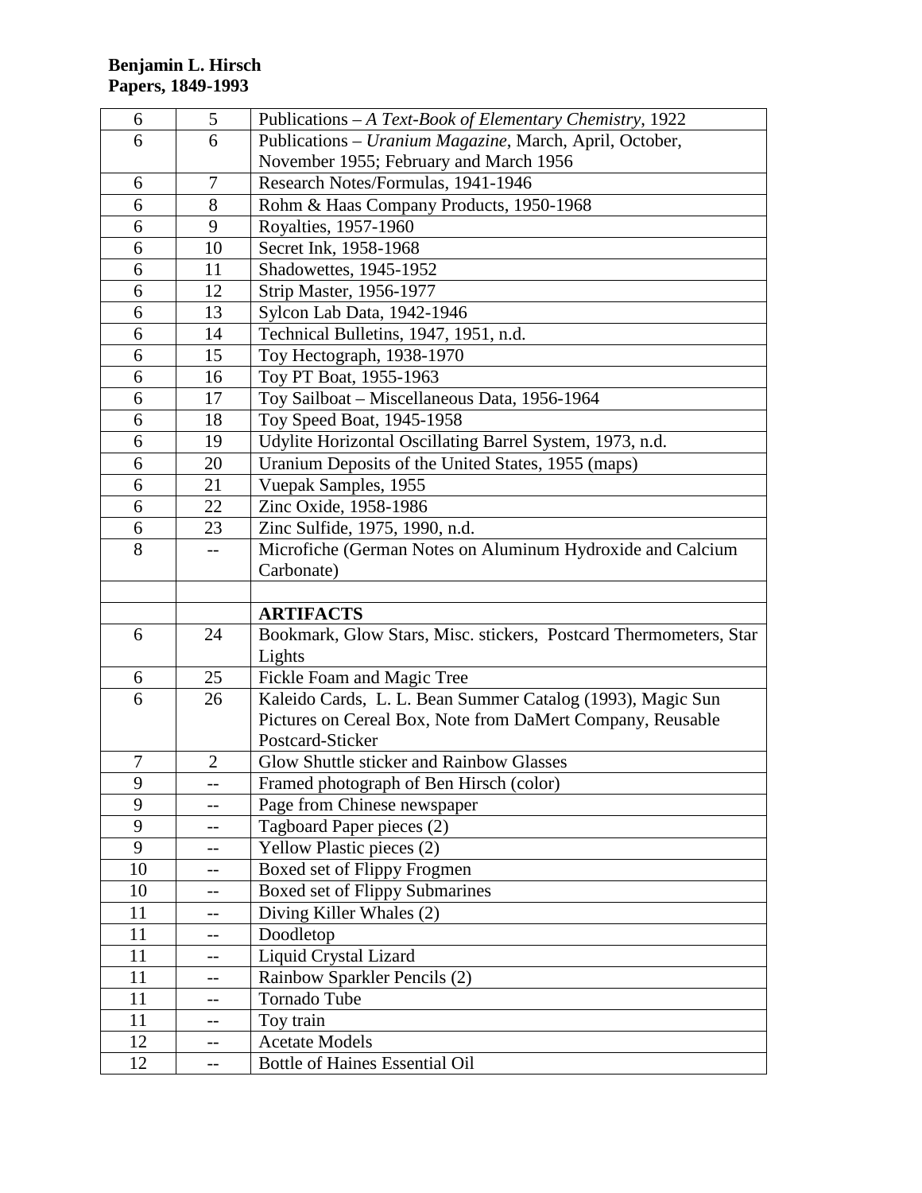| | | |
|---|---|---|
| 6 | 5 | Publications – *A Text-Book of Elementary Chemistry*, 1922 |
| 6 | 6 | Publications – *Uranium Magazine*, March, April, October, November 1955; February and March 1956 |
| 6 | 7 | Research Notes/Formulas, 1941-1946 |
| 6 | 8 | Rohm & Haas Company Products, 1950-1968 |
| 6 | 9 | Royalties, 1957-1960 |
| 6 | 10 | Secret Ink, 1958-1968 |
| 6 | 11 | Shadowettes, 1945-1952 |
| 6 | 12 | Strip Master, 1956-1977 |
| 6 | 13 | Sylcon Lab Data, 1942-1946 |
| 6 | 14 | Technical Bulletins, 1947, 1951, n.d. |
| 6 | 15 | Toy Hectograph, 1938-1970 |
| 6 | 16 | Toy PT Boat, 1955-1963 |
| 6 | 17 | Toy Sailboat – Miscellaneous Data, 1956-1964 |
| 6 | 18 | Toy Speed Boat, 1945-1958 |
| 6 | 19 | Udylite Horizontal Oscillating Barrel System, 1973, n.d. |
| 6 | 20 | Uranium Deposits of the United States, 1955 (maps) |
| 6 | 21 | Vuepak Samples, 1955 |
| 6 | 22 | Zinc Oxide, 1958-1986 |
| 6 | 23 | Zinc Sulfide, 1975, 1990, n.d. |
| 8 | -- | Microfiche (German Notes on Aluminum Hydroxide and Calcium Carbonate) |
| | | |
| | | **ARTIFACTS** |
| 6 | 24 | Bookmark, Glow Stars, Misc. stickers, Postcard Thermometers, Star Lights |
| 6 | 25 | Fickle Foam and Magic Tree |
| 6 | 26 | Kaleido Cards, L. L. Bean Summer Catalog (1993), Magic Sun Pictures on Cereal Box, Note from DaMert Company, Reusable Postcard-Sticker |
| 7 | 2 | Glow Shuttle sticker and Rainbow Glasses |
| 9 | -- | Framed photograph of Ben Hirsch (color) |
| 9 | -- | Page from Chinese newspaper |
| 9 | -- | Tagboard Paper pieces (2) |
| 9 | -- | Yellow Plastic pieces (2) |
| 10 | -- | Boxed set of Flippy Frogmen |
| 10 | -- | Boxed set of Flippy Submarines |
| 11 | -- | Diving Killer Whales (2) |
| 11 | -- | Doodletop |
| 11 | -- | Liquid Crystal Lizard |
| 11 | -- | Rainbow Sparkler Pencils (2) |
| 11 | -- | Tornado Tube |
| 11 | -- | Toy train |
| 12 | -- | Acetate Models |
| 12 | -- | Bottle of Haines Essential Oil |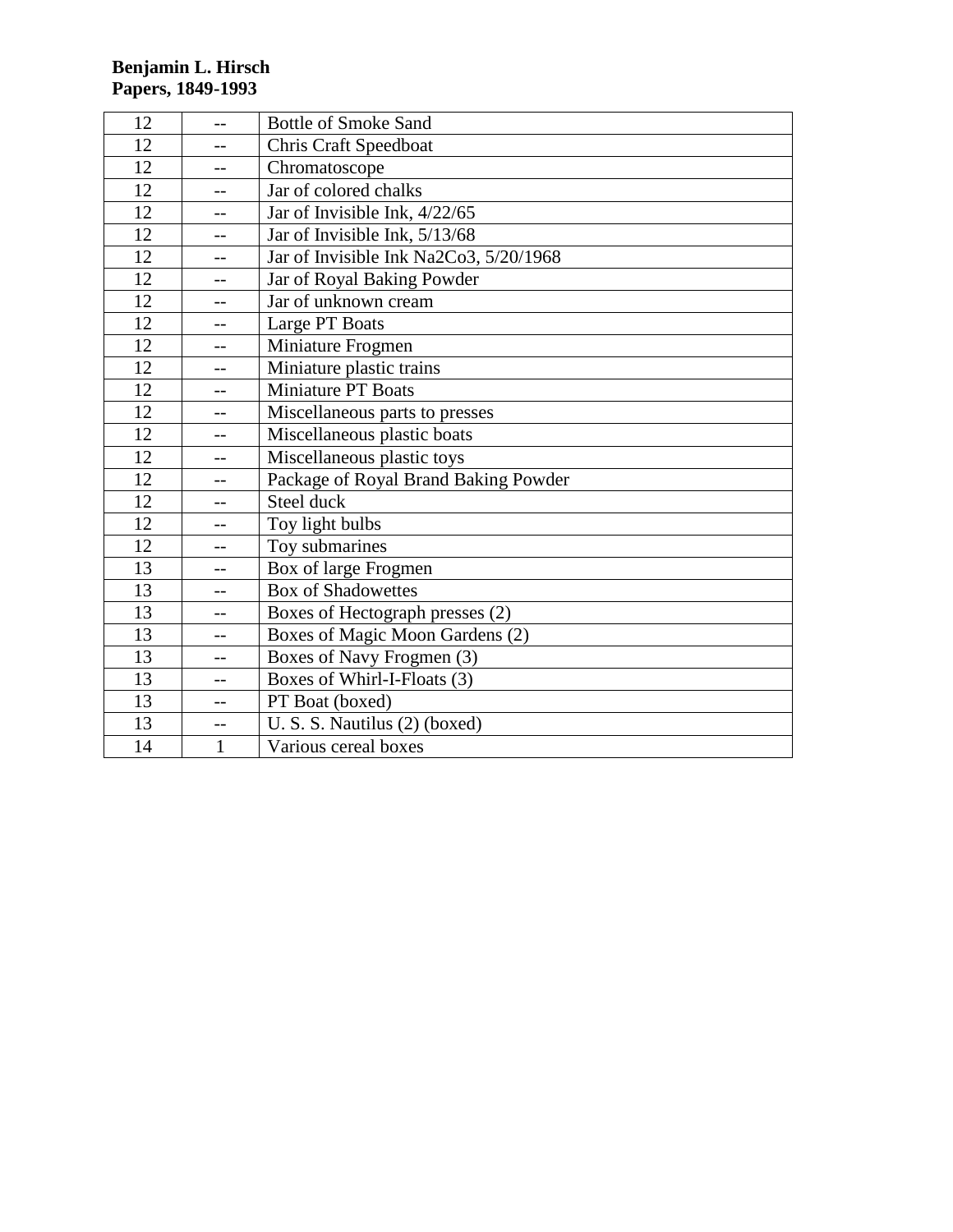| | | |
|---|---|---|
| 12 | -- | Bottle of Smoke Sand |
| 12 | -- | Chris Craft Speedboat |
| 12 | -- | Chromatoscope |
| 12 | -- | Jar of colored chalks |
| 12 | -- | Jar of Invisible Ink, 4/22/65 |
| 12 | -- | Jar of Invisible Ink, 5/13/68 |
| 12 | -- | Jar of Invisible Ink Na2Co3, 5/20/1968 |
| 12 | -- | Jar of Royal Baking Powder |
| 12 | -- | Jar of unknown cream |
| 12 | -- | Large PT Boats |
| 12 | -- | Miniature Frogmen |
| 12 | -- | Miniature plastic trains |
| 12 | -- | Miniature PT Boats |
| 12 | -- | Miscellaneous parts to presses |
| 12 | -- | Miscellaneous plastic boats |
| 12 | -- | Miscellaneous plastic toys |
| 12 | -- | Package of Royal Brand Baking Powder |
| 12 | -- | Steel duck |
| 12 | -- | Toy light bulbs |
| 12 | -- | Toy submarines |
| 13 | -- | Box of large Frogmen |
| 13 | -- | Box of Shadowettes |
| 13 | -- | Boxes of Hectograph presses (2) |
| 13 | -- | Boxes of Magic Moon Gardens (2) |
| 13 | -- | Boxes of Navy Frogmen (3) |
| 13 | -- | Boxes of Whirl-I-Floats (3) |
| 13 | -- | PT Boat (boxed) |
| 13 | -- | U. S. S. Nautilus (2) (boxed) |
| 14 | 1 | Various cereal boxes |